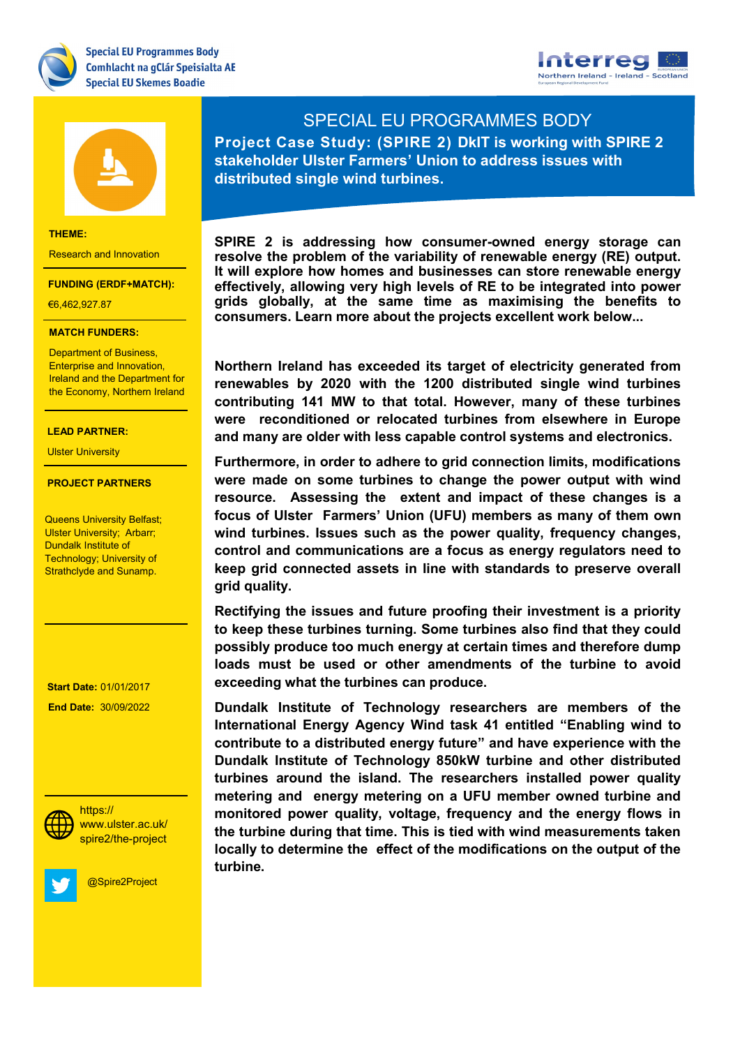Special EU Programmes Body
Comhlacht na gClár Speisialta AE
Special EU Skemes Boadie

Interreg
Northern Ireland - Ireland - Scotland
European Regional Development Fund

# SPECIAL EU PROGRAMMES BODY

## Project Case Study: (SPIRE 2) DkIT is working with SPIRE 2 stakeholder Ulster Farmers' Union to address issues with distributed single wind turbines.

**THEME:**

Research and Innovation

**FUNDING (ERDF+MATCH):**

€6,462,927.87

**MATCH FUNDERS:**

Department of Business, Enterprise and Innovation, Ireland and the Department for the Economy, Northern Ireland

**LEAD PARTNER:**

Ulster University

**PROJECT PARTNERS**

Queens University Belfast; Ulster University; Arbarr; Dundalk Institute of Technology; University of Strathclyde and Sunamp.

**Start Date:** 01/01/2017

**End Date:** 30/09/2022

https://www.ulster.ac.uk/spire2/the-project

@Spire2Project

**SPIRE 2 is addressing how consumer-owned energy storage can resolve the problem of the variability of renewable energy (RE) output. It will explore how homes and businesses can store renewable energy effectively, allowing very high levels of RE to be integrated into power grids globally, at the same time as maximising the benefits to consumers. Learn more about the projects excellent work below...**

**Northern Ireland has exceeded its target of electricity generated from renewables by 2020 with the 1200 distributed single wind turbines contributing 141 MW to that total. However, many of these turbines were reconditioned or relocated turbines from elsewhere in Europe and many are older with less capable control systems and electronics.**

**Furthermore, in order to adhere to grid connection limits, modifications were made on some turbines to change the power output with wind resource. Assessing the extent and impact of these changes is a focus of Ulster Farmers' Union (UFU) members as many of them own wind turbines. Issues such as the power quality, frequency changes, control and communications are a focus as energy regulators need to keep grid connected assets in line with standards to preserve overall grid quality.**

**Rectifying the issues and future proofing their investment is a priority to keep these turbines turning. Some turbines also find that they could possibly produce too much energy at certain times and therefore dump loads must be used or other amendments of the turbine to avoid exceeding what the turbines can produce.**

**Dundalk Institute of Technology researchers are members of the International Energy Agency Wind task 41 entitled "Enabling wind to contribute to a distributed energy future" and have experience with the Dundalk Institute of Technology 850kW turbine and other distributed turbines around the island. The researchers installed power quality metering and energy metering on a UFU member owned turbine and monitored power quality, voltage, frequency and the energy flows in the turbine during that time. This is tied with wind measurements taken locally to determine the effect of the modifications on the output of the turbine.**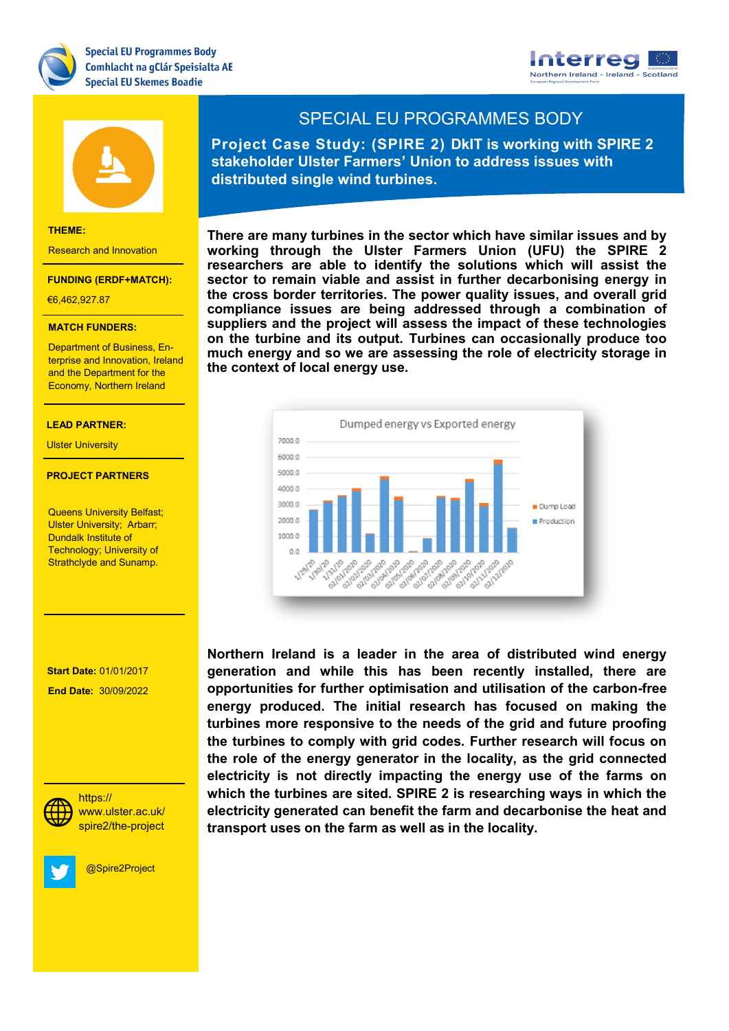Special EU Programmes Body
Comhlacht na gClár Speisialta AE
Special EU Skemes Boadie

Interreg
Northern Ireland - Ireland - Scotland
European Regional Development Fund

# SPECIAL EU PROGRAMMES BODY

## Project Case Study: (SPIRE 2) DkIT is working with SPIRE 2 stakeholder Ulster Farmers' Union to address issues with distributed single wind turbines.

**THEME:**

Research and Innovation

**FUNDING (ERDF+MATCH):**

€6,462,927.87

**MATCH FUNDERS:**

Department of Business, Enterprise and Innovation, Ireland and the Department for the Economy, Northern Ireland

**LEAD PARTNER:**

Ulster University

**PROJECT PARTNERS**

Queens University Belfast; Ulster University; Arbarr; Dundalk Institute of Technology; University of Strathclyde and Sunamp.

**Start Date:** 01/01/2017

**End Date:** 30/09/2022

https://www.ulster.ac.uk/spire2/the-project

@Spire2Project

**There are many turbines in the sector which have similar issues and by working through the Ulster Farmers Union (UFU) the SPIRE 2 researchers are able to identify the solutions which will assist the sector to remain viable and assist in further decarbonising energy in the cross border territories. The power quality issues, and overall grid compliance issues are being addressed through a combination of suppliers and the project will assess the impact of these technologies on the turbine and its output. Turbines can occasionally produce too much energy and so we are assessing the role of electricity storage in the context of local energy use.**

Dumped energy vs Exported energy

7000.0
6000.0
5000.0
4000.0
3000.0
2000.0
1000.0
0.0

1/29/20
1/30/20
1/31/20
02/01/2020
02/02/2020
02/03/2020
02/04/2020
02/05/2020
02/06/2020
02/07/2020
02/08/2020
02/09/2020
02/10/2020
02/11/2020
02/12/2020

Dump Load
Production

**Northern Ireland is a leader in the area of distributed wind energy generation and while this has been recently installed, there are opportunities for further optimisation and utilisation of the carbon-free energy produced. The initial research has focused on making the turbines more responsive to the needs of the grid and future proofing the turbines to comply with grid codes. Further research will focus on the role of the energy generator in the locality, as the grid connected electricity is not directly impacting the energy use of the farms on which the turbines are sited. SPIRE 2 is researching ways in which the electricity generated can benefit the farm and decarbonise the heat and transport uses on the farm as well as in the locality.**